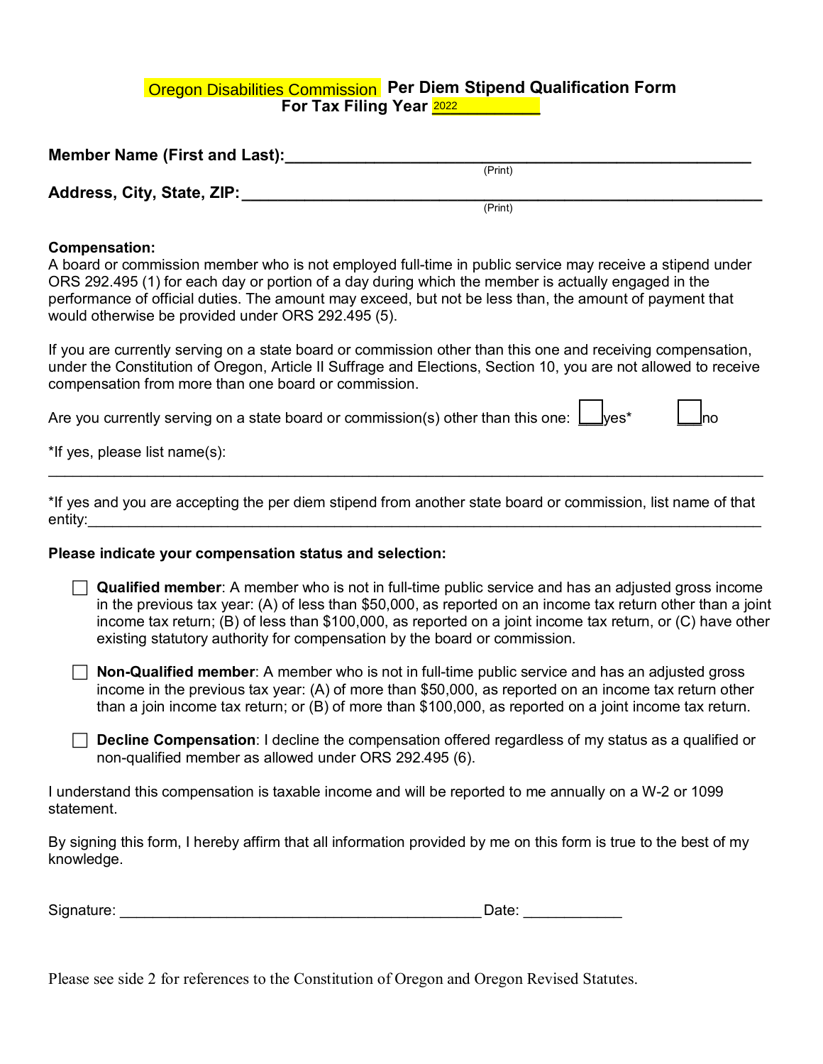# Oregon Disabilities Commission Per Diem Stipend Qualification Form

**For Tax Filing Year 2022**

**Member Name (First and Last):**_______________________________________________
(Print)

**Address, City, State, ZIP:**_________________________________________________
(Print)

**Compensation:**

A board or commission member who is not employed full-time in public service may receive a stipend under ORS 292.495 (1) for each day or portion of a day during which the member is actually engaged in the performance of official duties. The amount may exceed, but not be less than, the amount of payment that would otherwise be provided under ORS 292.495 (5).

If you are currently serving on a state board or commission other than this one and receiving compensation, under the Constitution of Oregon, Article II Suffrage and Elections, Section 10, you are not allowed to receive compensation from more than one board or commission.

Are you currently serving on a state board or commission(s) other than this one: ☐ yes* ☐ no

*If yes, please list name(s):
_______________________________________________________________________________

*If yes and you are accepting the per diem stipend from another state board or commission, list name of that entity:_______________________________________________________________________

**Please indicate your compensation status and selection:**

☐ **Qualified member**: A member who is not in full-time public service and has an adjusted gross income in the previous tax year: (A) of less than $50,000, as reported on an income tax return other than a joint income tax return; (B) of less than $100,000, as reported on a joint income tax return, or (C) have other existing statutory authority for compensation by the board or commission.

☐ **Non-Qualified member**: A member who is not in full-time public service and has an adjusted gross income in the previous tax year: (A) of more than $50,000, as reported on an income tax return other than a join income tax return; or (B) of more than $100,000, as reported on a joint income tax return.

☐ **Decline Compensation**: I decline the compensation offered regardless of my status as a qualified or non-qualified member as allowed under ORS 292.495 (6).

I understand this compensation is taxable income and will be reported to me annually on a W-2 or 1099 statement.

By signing this form, I hereby affirm that all information provided by me on this form is true to the best of my knowledge.

Signature: ___________________________________________ Date: ____________

Please see side 2 for references to the Constitution of Oregon and Oregon Revised Statutes.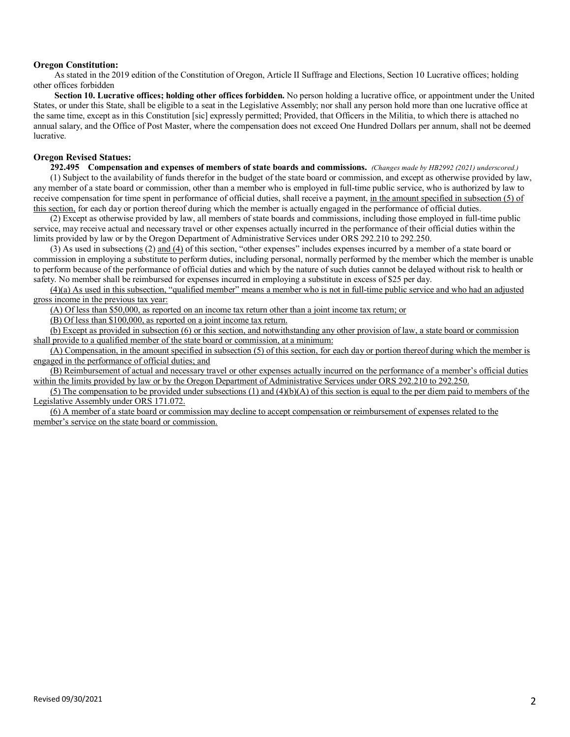**Oregon Constitution:**

As stated in the 2019 edition of the Constitution of Oregon, Article II Suffrage and Elections, Section 10 Lucrative offices; holding other offices forbidden

**Section 10. Lucrative offices; holding other offices forbidden.** No person holding a lucrative office, or appointment under the United States, or under this State, shall be eligible to a seat in the Legislative Assembly; nor shall any person hold more than one lucrative office at the same time, except as in this Constitution [sic] expressly permitted; Provided, that Officers in the Militia, to which there is attached no annual salary, and the Office of Post Master, where the compensation does not exceed One Hundred Dollars per annum, shall not be deemed lucrative.

**Oregon Revised Statues:**

**292.495 Compensation and expenses of members of state boards and commissions.** *(Changes made by HB2992 (2021) underscored.)*

(1) Subject to the availability of funds therefor in the budget of the state board or commission, and except as otherwise provided by law, any member of a state board or commission, other than a member who is employed in full-time public service, who is authorized by law to receive compensation for time spent in performance of official duties, shall receive a payment, <u>in the amount specified in subsection (5) of this section,</u> for each day or portion thereof during which the member is actually engaged in the performance of official duties.

(2) Except as otherwise provided by law, all members of state boards and commissions, including those employed in full-time public service, may receive actual and necessary travel or other expenses actually incurred in the performance of their official duties within the limits provided by law or by the Oregon Department of Administrative Services under ORS 292.210 to 292.250.

(3) As used in subsection<u>s</u> (2) <u>and (4)</u> of this section, "other expenses" includes expenses incurred by a member of a state board or commission in employing a substitute to perform duties, including personal, normally performed by the member which the member is unable to perform because of the performance of official duties and which by the nature of such duties cannot be delayed without risk to health or safety. No member shall be reimbursed for expenses incurred in employing a substitute in excess of $25 per day.

<u>(4)(a) As used in this subsection, "qualified member" means a member who is not in full-time public service and who had an adjusted gross income in the previous tax year:</u>

<u>(A) Of less than $50,000, as reported on an income tax return other than a joint income tax return; or</u>

<u>(B) Of less than $100,000, as reported on a joint income tax return.</u>

<u>(b) Except as provided in subsection (6) or this section, and notwithstanding any other provision of law, a state board or commission shall provide to a qualified member of the state board or commission, at a minimum:</u>

<u>(A) Compensation, in the amount specified in subsection (5) of this section, for each day or portion thereof during which the member is engaged in the performance of official duties; and</u>

<u>(B) Reimbursement of actual and necessary travel or other expenses actually incurred on the performance of a member's official duties within the limits provided by law or by the Oregon Department of Administrative Services under ORS 292.210 to 292.250.</u>

<u>(5) The compensation to be provided under subsections (1) and (4)(b)(A) of this section is equal to the per diem paid to members of the Legislative Assembly under ORS 171.072.</u>

<u>(6) A member of a state board or commission may decline to accept compensation or reimbursement of expenses related to the member's service on the state board or commission.</u>

Revised 09/30/2021